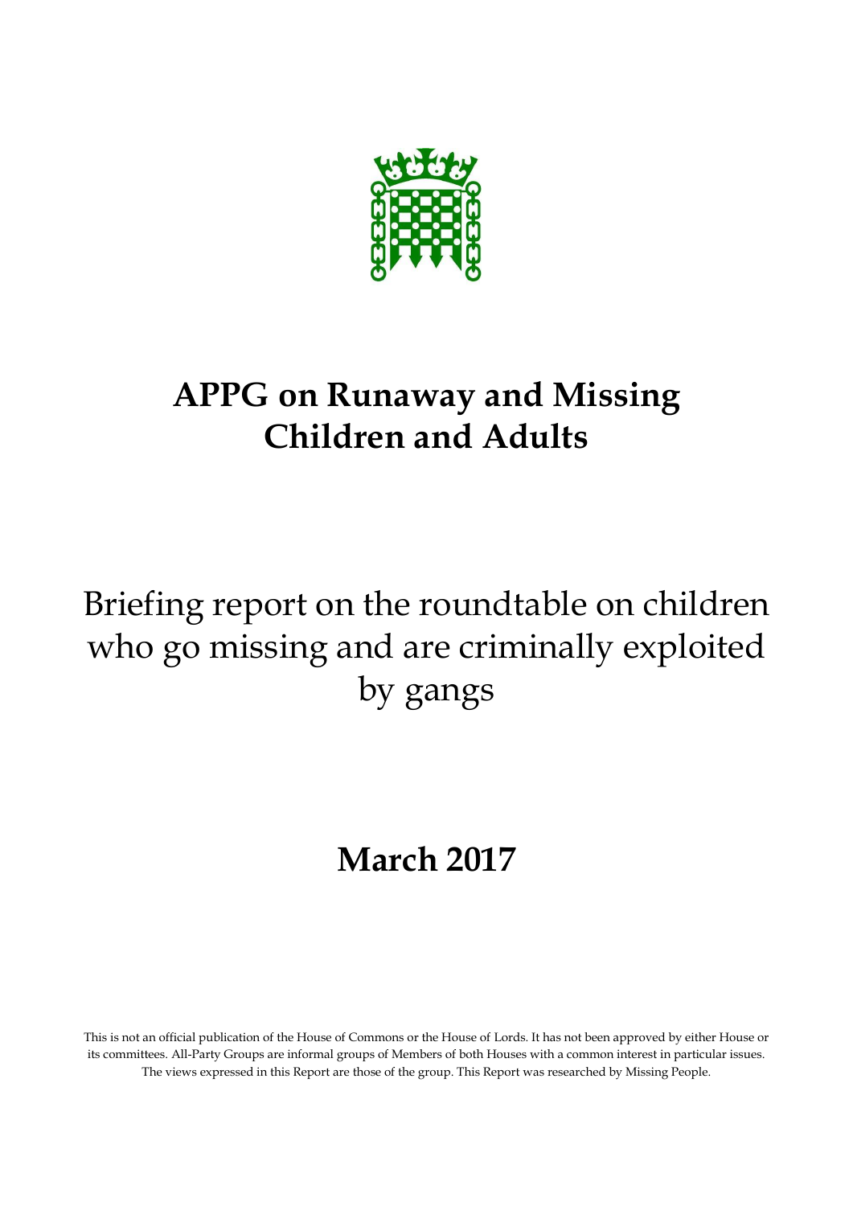# APPG on Runaway and Missing Children and Adults

## Briefing report on the roundtable on children who go missing and are criminally exploited by gangs

**March 2017**

This is not an official publication of the House of Commons or the House of Lords. It has not been approved by either House or its committees. All-Party Groups are informal groups of Members of both Houses with a common interest in particular issues. The views expressed in this Report are those of the group. This Report was researched by Missing People.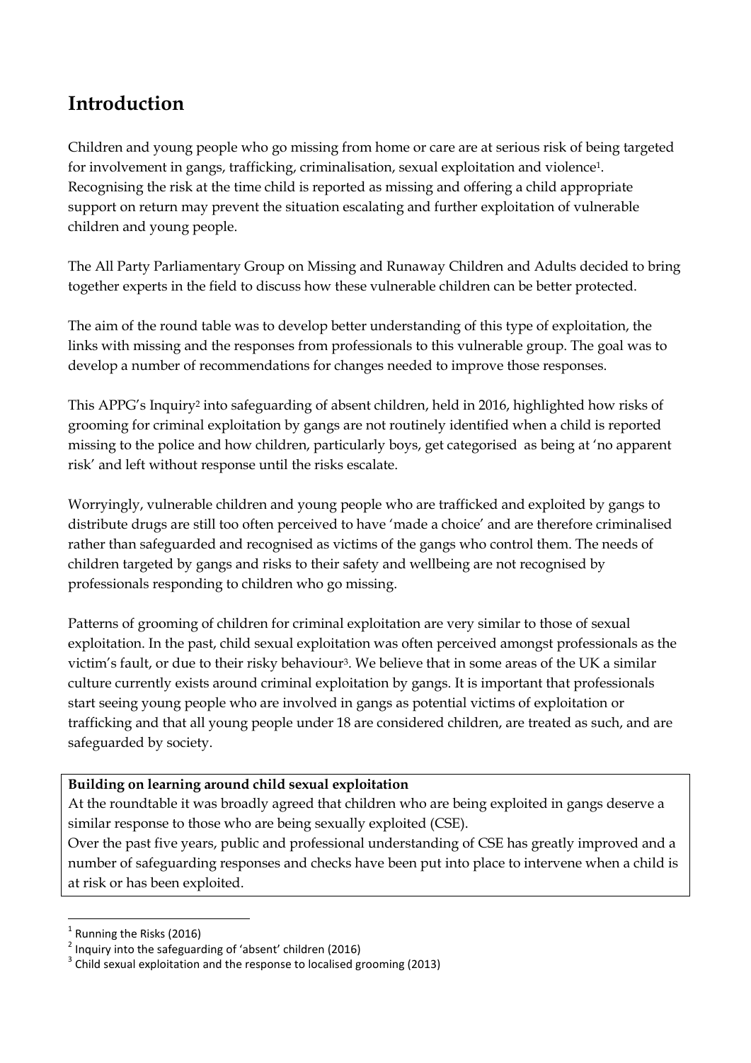# Introduction

Children and young people who go missing from home or care are at serious risk of being targeted for involvement in gangs, trafficking, criminalisation, sexual exploitation and violence[1]. Recognising the risk at the time child is reported as missing and offering a child appropriate support on return may prevent the situation escalating and further exploitation of vulnerable children and young people.

The All Party Parliamentary Group on Missing and Runaway Children and Adults decided to bring together experts in the field to discuss how these vulnerable children can be better protected.

The aim of the round table was to develop better understanding of this type of exploitation, the links with missing and the responses from professionals to this vulnerable group. The goal was to develop a number of recommendations for changes needed to improve those responses.

This APPG's Inquiry[2] into safeguarding of absent children, held in 2016, highlighted how risks of grooming for criminal exploitation by gangs are not routinely identified when a child is reported missing to the police and how children, particularly boys, get categorised as being at 'no apparent risk' and left without response until the risks escalate.

Worryingly, vulnerable children and young people who are trafficked and exploited by gangs to distribute drugs are still too often perceived to have 'made a choice' and are therefore criminalised rather than safeguarded and recognised as victims of the gangs who control them. The needs of children targeted by gangs and risks to their safety and wellbeing are not recognised by professionals responding to children who go missing.

Patterns of grooming of children for criminal exploitation are very similar to those of sexual exploitation. In the past, child sexual exploitation was often perceived amongst professionals as the victim's fault, or due to their risky behaviour[3]. We believe that in some areas of the UK a similar culture currently exists around criminal exploitation by gangs. It is important that professionals start seeing young people who are involved in gangs as potential victims of exploitation or trafficking and that all young people under 18 are considered children, are treated as such, and are safeguarded by society.

**Building on learning around child sexual exploitation**

At the roundtable it was broadly agreed that children who are being exploited in gangs deserve a similar response to those who are being sexually exploited (CSE).

Over the past five years, public and professional understanding of CSE has greatly improved and a number of safeguarding responses and checks have been put into place to intervene when a child is at risk or has been exploited.

[1] Running the Risks (2016)

[2] Inquiry into the safeguarding of 'absent' children (2016)

[3] Child sexual exploitation and the response to localised grooming (2013)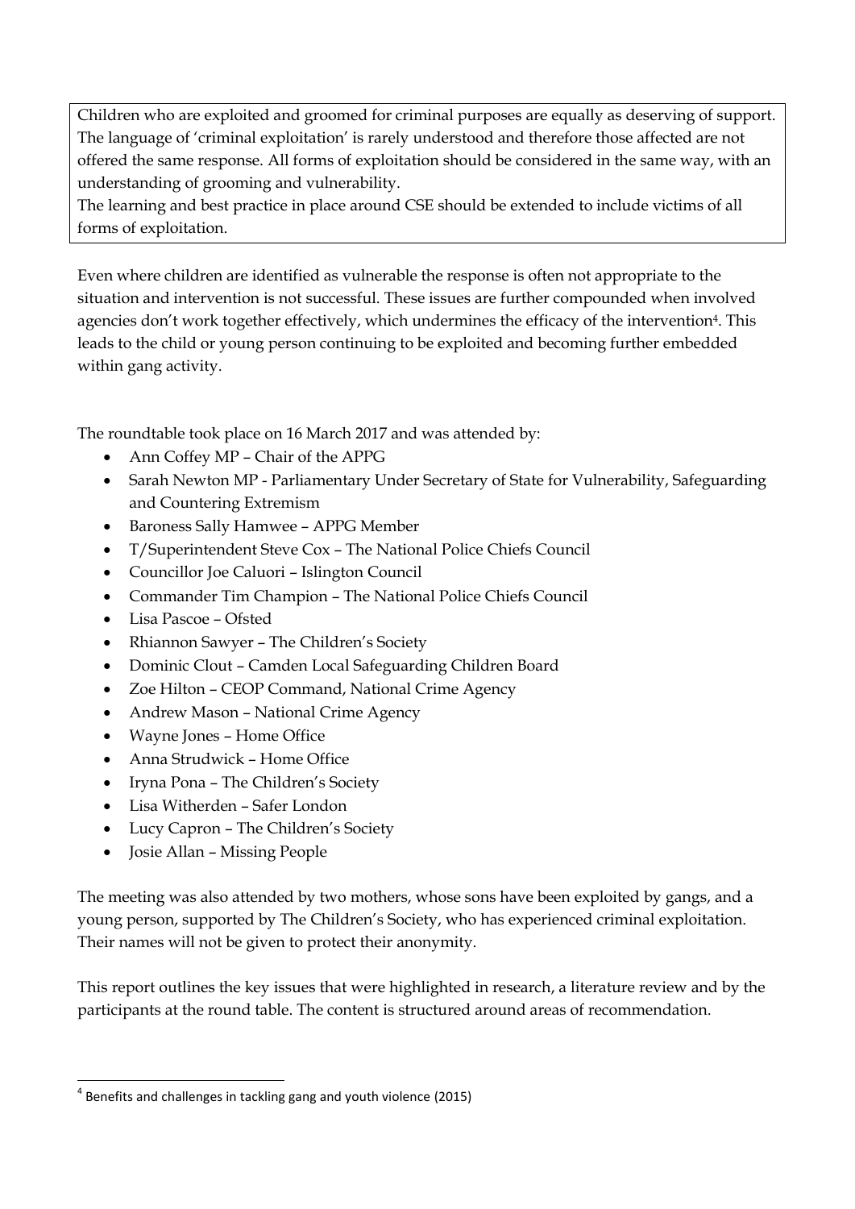> Children who are exploited and groomed for criminal purposes are equally as deserving of support. The language of 'criminal exploitation' is rarely understood and therefore those affected are not offered the same response. All forms of exploitation should be considered in the same way, with an understanding of grooming and vulnerability.
> The learning and best practice in place around CSE should be extended to include victims of all forms of exploitation.

Even where children are identified as vulnerable the response is often not appropriate to the situation and intervention is not successful. These issues are further compounded when involved agencies don't work together effectively, which undermines the efficacy of the intervention[4]. This leads to the child or young person continuing to be exploited and becoming further embedded within gang activity.

The roundtable took place on 16 March 2017 and was attended by:

- Ann Coffey MP – Chair of the APPG
- Sarah Newton MP - Parliamentary Under Secretary of State for Vulnerability, Safeguarding and Countering Extremism
- Baroness Sally Hamwee – APPG Member
- T/Superintendent Steve Cox – The National Police Chiefs Council
- Councillor Joe Caluori – Islington Council
- Commander Tim Champion – The National Police Chiefs Council
- Lisa Pascoe – Ofsted
- Rhiannon Sawyer – The Children's Society
- Dominic Clout – Camden Local Safeguarding Children Board
- Zoe Hilton – CEOP Command, National Crime Agency
- Andrew Mason – National Crime Agency
- Wayne Jones – Home Office
- Anna Strudwick – Home Office
- Iryna Pona – The Children's Society
- Lisa Witherden – Safer London
- Lucy Capron – The Children's Society
- Josie Allan – Missing People

The meeting was also attended by two mothers, whose sons have been exploited by gangs, and a young person, supported by The Children's Society, who has experienced criminal exploitation. Their names will not be given to protect their anonymity.

This report outlines the key issues that were highlighted in research, a literature review and by the participants at the round table. The content is structured around areas of recommendation.

[4] Benefits and challenges in tackling gang and youth violence (2015)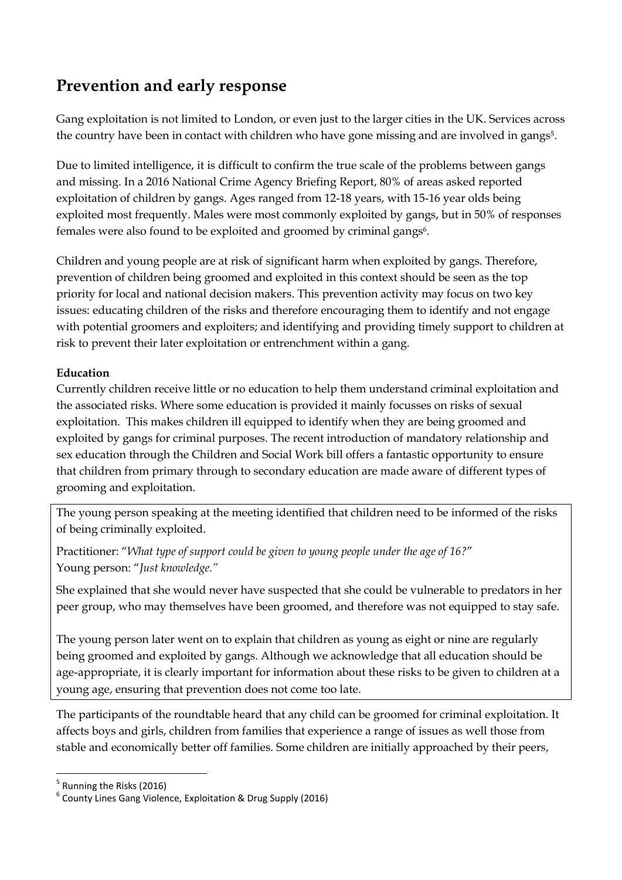## Prevention and early response

Gang exploitation is not limited to London, or even just to the larger cities in the UK. Services across the country have been in contact with children who have gone missing and are involved in gangs[5].

Due to limited intelligence, it is difficult to confirm the true scale of the problems between gangs and missing. In a 2016 National Crime Agency Briefing Report, 80% of areas asked reported exploitation of children by gangs. Ages ranged from 12-18 years, with 15-16 year olds being exploited most frequently. Males were most commonly exploited by gangs, but in 50% of responses females were also found to be exploited and groomed by criminal gangs[6].

Children and young people are at risk of significant harm when exploited by gangs. Therefore, prevention of children being groomed and exploited in this context should be seen as the top priority for local and national decision makers. This prevention activity may focus on two key issues: educating children of the risks and therefore encouraging them to identify and not engage with potential groomers and exploiters; and identifying and providing timely support to children at risk to prevent their later exploitation or entrenchment within a gang.

**Education**

Currently children receive little or no education to help them understand criminal exploitation and the associated risks. Where some education is provided it mainly focusses on risks of sexual exploitation. This makes children ill equipped to identify when they are being groomed and exploited by gangs for criminal purposes. The recent introduction of mandatory relationship and sex education through the Children and Social Work bill offers a fantastic opportunity to ensure that children from primary through to secondary education are made aware of different types of grooming and exploitation.

> The young person speaking at the meeting identified that children need to be informed of the risks of being criminally exploited.
>
> Practitioner: "*What type of support could be given to young people under the age of 16?*"
> Young person: "*Just knowledge.*"
>
> She explained that she would never have suspected that she could be vulnerable to predators in her peer group, who may themselves have been groomed, and therefore was not equipped to stay safe.
>
> The young person later went on to explain that children as young as eight or nine are regularly being groomed and exploited by gangs. Although we acknowledge that all education should be age-appropriate, it is clearly important for information about these risks to be given to children at a young age, ensuring that prevention does not come too late.

The participants of the roundtable heard that any child can be groomed for criminal exploitation. It affects boys and girls, children from families that experience a range of issues as well those from stable and economically better off families. Some children are initially approached by their peers,

---

[5] Running the Risks (2016)

[6] County Lines Gang Violence, Exploitation & Drug Supply (2016)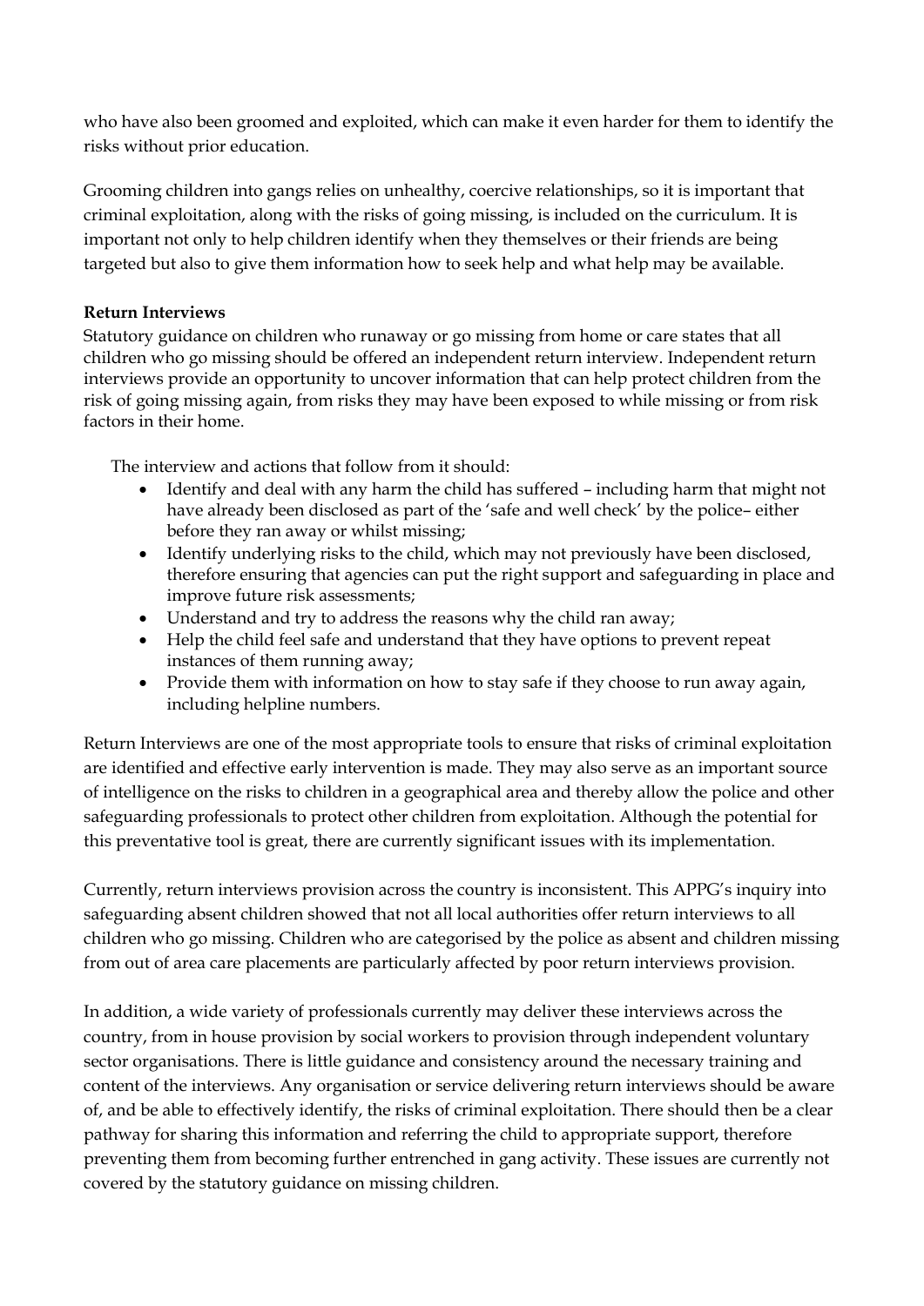who have also been groomed and exploited, which can make it even harder for them to identify the risks without prior education.

Grooming children into gangs relies on unhealthy, coercive relationships, so it is important that criminal exploitation, along with the risks of going missing, is included on the curriculum. It is important not only to help children identify when they themselves or their friends are being targeted but also to give them information how to seek help and what help may be available.

**Return Interviews**

Statutory guidance on children who runaway or go missing from home or care states that all children who go missing should be offered an independent return interview. Independent return interviews provide an opportunity to uncover information that can help protect children from the risk of going missing again, from risks they may have been exposed to while missing or from risk factors in their home.

The interview and actions that follow from it should:

- Identify and deal with any harm the child has suffered – including harm that might not have already been disclosed as part of the 'safe and well check' by the police– either before they ran away or whilst missing;
- Identify underlying risks to the child, which may not previously have been disclosed, therefore ensuring that agencies can put the right support and safeguarding in place and improve future risk assessments;
- Understand and try to address the reasons why the child ran away;
- Help the child feel safe and understand that they have options to prevent repeat instances of them running away;
- Provide them with information on how to stay safe if they choose to run away again, including helpline numbers.

Return Interviews are one of the most appropriate tools to ensure that risks of criminal exploitation are identified and effective early intervention is made. They may also serve as an important source of intelligence on the risks to children in a geographical area and thereby allow the police and other safeguarding professionals to protect other children from exploitation. Although the potential for this preventative tool is great, there are currently significant issues with its implementation.

Currently, return interviews provision across the country is inconsistent. This APPG's inquiry into safeguarding absent children showed that not all local authorities offer return interviews to all children who go missing. Children who are categorised by the police as absent and children missing from out of area care placements are particularly affected by poor return interviews provision.

In addition, a wide variety of professionals currently may deliver these interviews across the country, from in house provision by social workers to provision through independent voluntary sector organisations. There is little guidance and consistency around the necessary training and content of the interviews. Any organisation or service delivering return interviews should be aware of, and be able to effectively identify, the risks of criminal exploitation. There should then be a clear pathway for sharing this information and referring the child to appropriate support, therefore preventing them from becoming further entrenched in gang activity. These issues are currently not covered by the statutory guidance on missing children.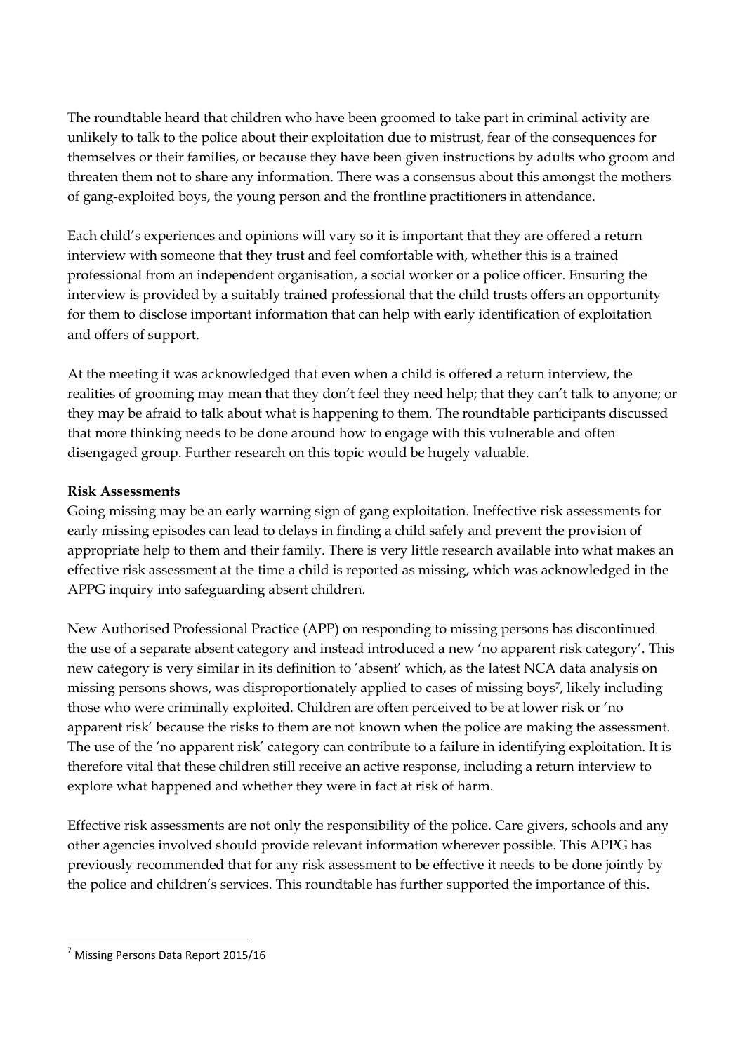The roundtable heard that children who have been groomed to take part in criminal activity are unlikely to talk to the police about their exploitation due to mistrust, fear of the consequences for themselves or their families, or because they have been given instructions by adults who groom and threaten them not to share any information. There was a consensus about this amongst the mothers of gang-exploited boys, the young person and the frontline practitioners in attendance.

Each child's experiences and opinions will vary so it is important that they are offered a return interview with someone that they trust and feel comfortable with, whether this is a trained professional from an independent organisation, a social worker or a police officer. Ensuring the interview is provided by a suitably trained professional that the child trusts offers an opportunity for them to disclose important information that can help with early identification of exploitation and offers of support.

At the meeting it was acknowledged that even when a child is offered a return interview, the realities of grooming may mean that they don't feel they need help; that they can't talk to anyone; or they may be afraid to talk about what is happening to them. The roundtable participants discussed that more thinking needs to be done around how to engage with this vulnerable and often disengaged group. Further research on this topic would be hugely valuable.

**Risk Assessments**

Going missing may be an early warning sign of gang exploitation. Ineffective risk assessments for early missing episodes can lead to delays in finding a child safely and prevent the provision of appropriate help to them and their family. There is very little research available into what makes an effective risk assessment at the time a child is reported as missing, which was acknowledged in the APPG inquiry into safeguarding absent children.

New Authorised Professional Practice (APP) on responding to missing persons has discontinued the use of a separate absent category and instead introduced a new 'no apparent risk category'. This new category is very similar in its definition to 'absent' which, as the latest NCA data analysis on missing persons shows, was disproportionately applied to cases of missing boys[7], likely including those who were criminally exploited. Children are often perceived to be at lower risk or 'no apparent risk' because the risks to them are not known when the police are making the assessment. The use of the 'no apparent risk' category can contribute to a failure in identifying exploitation. It is therefore vital that these children still receive an active response, including a return interview to explore what happened and whether they were in fact at risk of harm.

Effective risk assessments are not only the responsibility of the police. Care givers, schools and any other agencies involved should provide relevant information wherever possible. This APPG has previously recommended that for any risk assessment to be effective it needs to be done jointly by the police and children's services. This roundtable has further supported the importance of this.

---

[7] Missing Persons Data Report 2015/16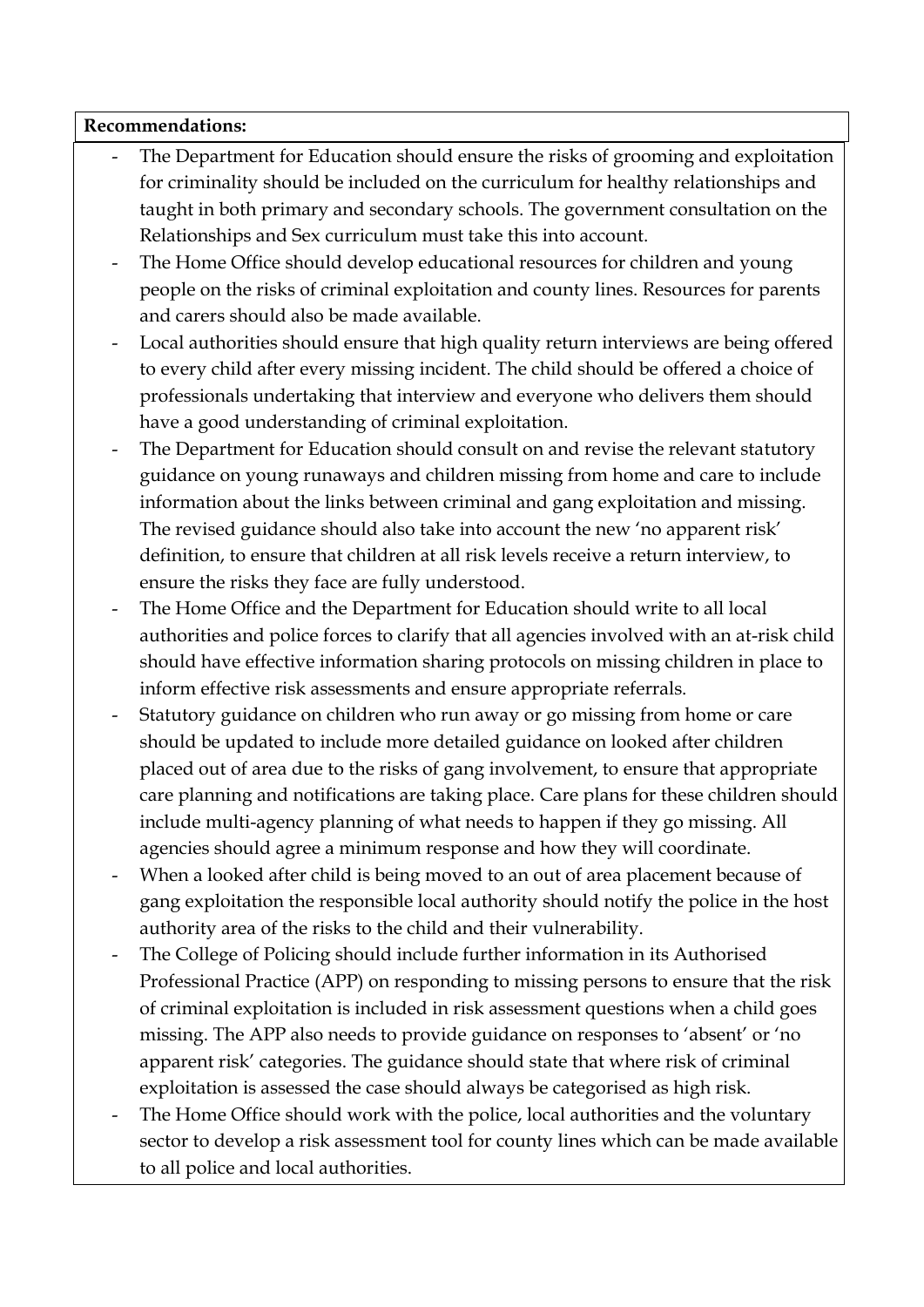**Recommendations:**

- The Department for Education should ensure the risks of grooming and exploitation for criminality should be included on the curriculum for healthy relationships and taught in both primary and secondary schools. The government consultation on the Relationships and Sex curriculum must take this into account.
- The Home Office should develop educational resources for children and young people on the risks of criminal exploitation and county lines. Resources for parents and carers should also be made available.
- Local authorities should ensure that high quality return interviews are being offered to every child after every missing incident. The child should be offered a choice of professionals undertaking that interview and everyone who delivers them should have a good understanding of criminal exploitation.
- The Department for Education should consult on and revise the relevant statutory guidance on young runaways and children missing from home and care to include information about the links between criminal and gang exploitation and missing. The revised guidance should also take into account the new 'no apparent risk' definition, to ensure that children at all risk levels receive a return interview, to ensure the risks they face are fully understood.
- The Home Office and the Department for Education should write to all local authorities and police forces to clarify that all agencies involved with an at-risk child should have effective information sharing protocols on missing children in place to inform effective risk assessments and ensure appropriate referrals.
- Statutory guidance on children who run away or go missing from home or care should be updated to include more detailed guidance on looked after children placed out of area due to the risks of gang involvement, to ensure that appropriate care planning and notifications are taking place. Care plans for these children should include multi-agency planning of what needs to happen if they go missing. All agencies should agree a minimum response and how they will coordinate.
- When a looked after child is being moved to an out of area placement because of gang exploitation the responsible local authority should notify the police in the host authority area of the risks to the child and their vulnerability.
- The College of Policing should include further information in its Authorised Professional Practice (APP) on responding to missing persons to ensure that the risk of criminal exploitation is included in risk assessment questions when a child goes missing. The APP also needs to provide guidance on responses to 'absent' or 'no apparent risk' categories. The guidance should state that where risk of criminal exploitation is assessed the case should always be categorised as high risk.
- The Home Office should work with the police, local authorities and the voluntary sector to develop a risk assessment tool for county lines which can be made available to all police and local authorities.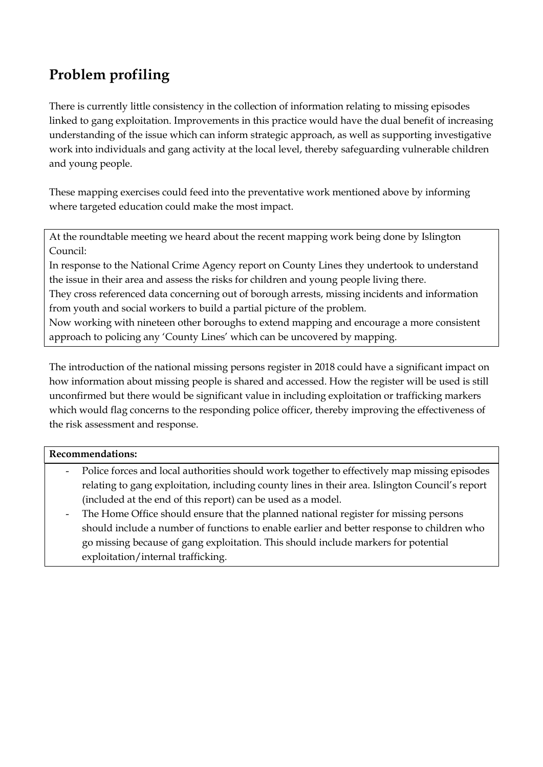## Problem profiling

There is currently little consistency in the collection of information relating to missing episodes linked to gang exploitation. Improvements in this practice would have the dual benefit of increasing understanding of the issue which can inform strategic approach, as well as supporting investigative work into individuals and gang activity at the local level, thereby safeguarding vulnerable children and young people.

These mapping exercises could feed into the preventative work mentioned above by informing where targeted education could make the most impact.

At the roundtable meeting we heard about the recent mapping work being done by Islington Council:

In response to the National Crime Agency report on County Lines they undertook to understand the issue in their area and assess the risks for children and young people living there.

They cross referenced data concerning out of borough arrests, missing incidents and information from youth and social workers to build a partial picture of the problem.

Now working with nineteen other boroughs to extend mapping and encourage a more consistent approach to policing any 'County Lines' which can be uncovered by mapping.

The introduction of the national missing persons register in 2018 could have a significant impact on how information about missing people is shared and accessed. How the register will be used is still unconfirmed but there would be significant value in including exploitation or trafficking markers which would flag concerns to the responding police officer, thereby improving the effectiveness of the risk assessment and response.

**Recommendations:**

- Police forces and local authorities should work together to effectively map missing episodes relating to gang exploitation, including county lines in their area. Islington Council's report (included at the end of this report) can be used as a model.
- The Home Office should ensure that the planned national register for missing persons should include a number of functions to enable earlier and better response to children who go missing because of gang exploitation. This should include markers for potential exploitation/internal trafficking.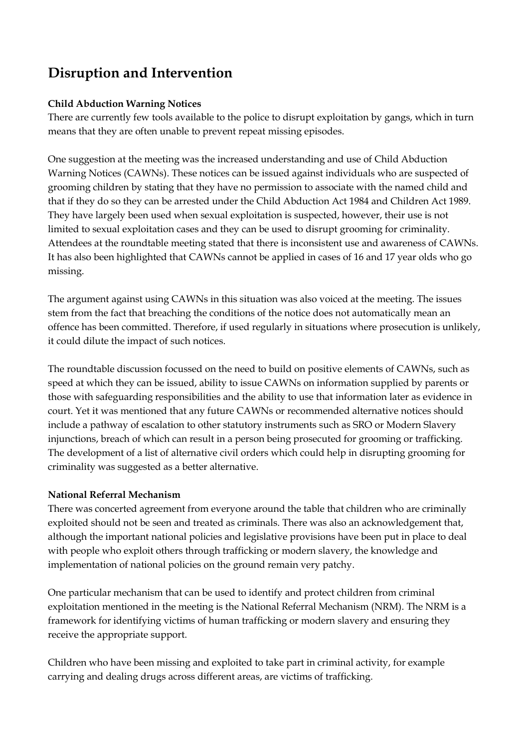## Disruption and Intervention

**Child Abduction Warning Notices**

There are currently few tools available to the police to disrupt exploitation by gangs, which in turn means that they are often unable to prevent repeat missing episodes.

One suggestion at the meeting was the increased understanding and use of Child Abduction Warning Notices (CAWNs). These notices can be issued against individuals who are suspected of grooming children by stating that they have no permission to associate with the named child and that if they do so they can be arrested under the Child Abduction Act 1984 and Children Act 1989. They have largely been used when sexual exploitation is suspected, however, their use is not limited to sexual exploitation cases and they can be used to disrupt grooming for criminality. Attendees at the roundtable meeting stated that there is inconsistent use and awareness of CAWNs. It has also been highlighted that CAWNs cannot be applied in cases of 16 and 17 year olds who go missing.

The argument against using CAWNs in this situation was also voiced at the meeting. The issues stem from the fact that breaching the conditions of the notice does not automatically mean an offence has been committed. Therefore, if used regularly in situations where prosecution is unlikely, it could dilute the impact of such notices.

The roundtable discussion focussed on the need to build on positive elements of CAWNs, such as speed at which they can be issued, ability to issue CAWNs on information supplied by parents or those with safeguarding responsibilities and the ability to use that information later as evidence in court. Yet it was mentioned that any future CAWNs or recommended alternative notices should include a pathway of escalation to other statutory instruments such as SRO or Modern Slavery injunctions, breach of which can result in a person being prosecuted for grooming or trafficking. The development of a list of alternative civil orders which could help in disrupting grooming for criminality was suggested as a better alternative.

**National Referral Mechanism**

There was concerted agreement from everyone around the table that children who are criminally exploited should not be seen and treated as criminals. There was also an acknowledgement that, although the important national policies and legislative provisions have been put in place to deal with people who exploit others through trafficking or modern slavery, the knowledge and implementation of national policies on the ground remain very patchy.

One particular mechanism that can be used to identify and protect children from criminal exploitation mentioned in the meeting is the National Referral Mechanism (NRM). The NRM is a framework for identifying victims of human trafficking or modern slavery and ensuring they receive the appropriate support.

Children who have been missing and exploited to take part in criminal activity, for example carrying and dealing drugs across different areas, are victims of trafficking.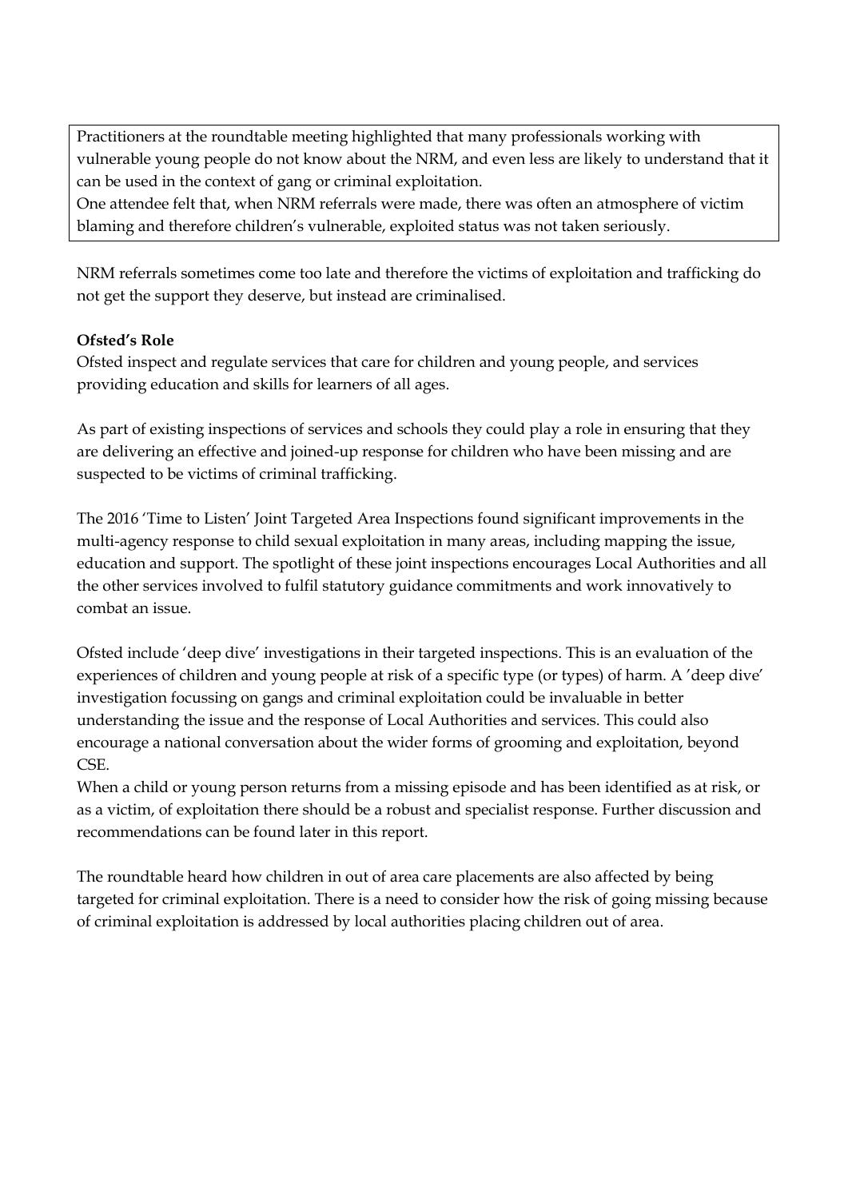> Practitioners at the roundtable meeting highlighted that many professionals working with vulnerable young people do not know about the NRM, and even less are likely to understand that it can be used in the context of gang or criminal exploitation.
> One attendee felt that, when NRM referrals were made, there was often an atmosphere of victim blaming and therefore children's vulnerable, exploited status was not taken seriously.

NRM referrals sometimes come too late and therefore the victims of exploitation and trafficking do not get the support they deserve, but instead are criminalised.

**Ofsted's Role**

Ofsted inspect and regulate services that care for children and young people, and services providing education and skills for learners of all ages.

As part of existing inspections of services and schools they could play a role in ensuring that they are delivering an effective and joined-up response for children who have been missing and are suspected to be victims of criminal trafficking.

The 2016 'Time to Listen' Joint Targeted Area Inspections found significant improvements in the multi-agency response to child sexual exploitation in many areas, including mapping the issue, education and support. The spotlight of these joint inspections encourages Local Authorities and all the other services involved to fulfil statutory guidance commitments and work innovatively to combat an issue.

Ofsted include 'deep dive' investigations in their targeted inspections. This is an evaluation of the experiences of children and young people at risk of a specific type (or types) of harm. A 'deep dive' investigation focussing on gangs and criminal exploitation could be invaluable in better understanding the issue and the response of Local Authorities and services. This could also encourage a national conversation about the wider forms of grooming and exploitation, beyond CSE.

When a child or young person returns from a missing episode and has been identified as at risk, or as a victim, of exploitation there should be a robust and specialist response. Further discussion and recommendations can be found later in this report.

The roundtable heard how children in out of area care placements are also affected by being targeted for criminal exploitation. There is a need to consider how the risk of going missing because of criminal exploitation is addressed by local authorities placing children out of area.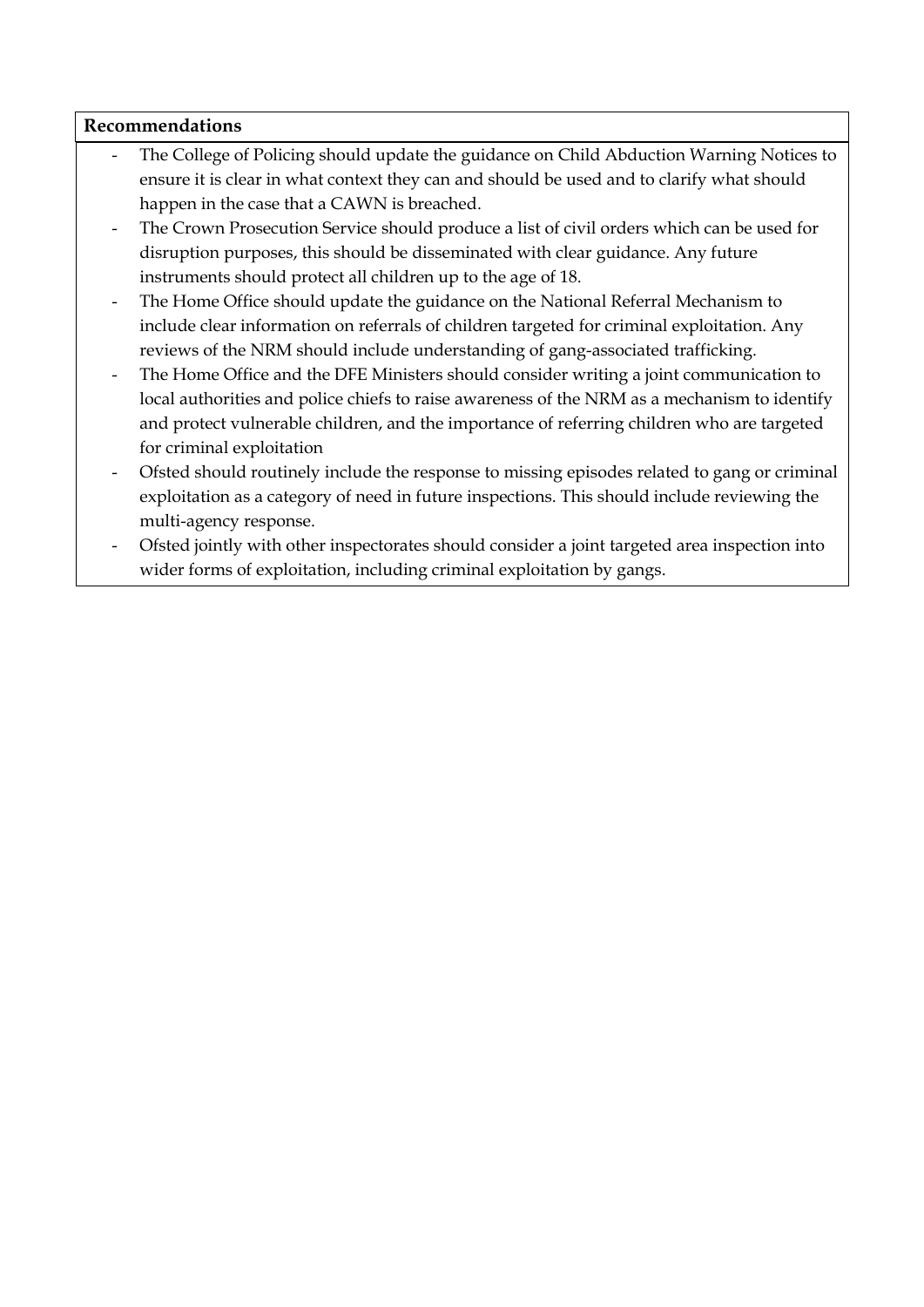**Recommendations**

- The College of Policing should update the guidance on Child Abduction Warning Notices to ensure it is clear in what context they can and should be used and to clarify what should happen in the case that a CAWN is breached.
- The Crown Prosecution Service should produce a list of civil orders which can be used for disruption purposes, this should be disseminated with clear guidance. Any future instruments should protect all children up to the age of 18.
- The Home Office should update the guidance on the National Referral Mechanism to include clear information on referrals of children targeted for criminal exploitation. Any reviews of the NRM should include understanding of gang-associated trafficking.
- The Home Office and the DFE Ministers should consider writing a joint communication to local authorities and police chiefs to raise awareness of the NRM as a mechanism to identify and protect vulnerable children, and the importance of referring children who are targeted for criminal exploitation
- Ofsted should routinely include the response to missing episodes related to gang or criminal exploitation as a category of need in future inspections. This should include reviewing the multi-agency response.
- Ofsted jointly with other inspectorates should consider a joint targeted area inspection into wider forms of exploitation, including criminal exploitation by gangs.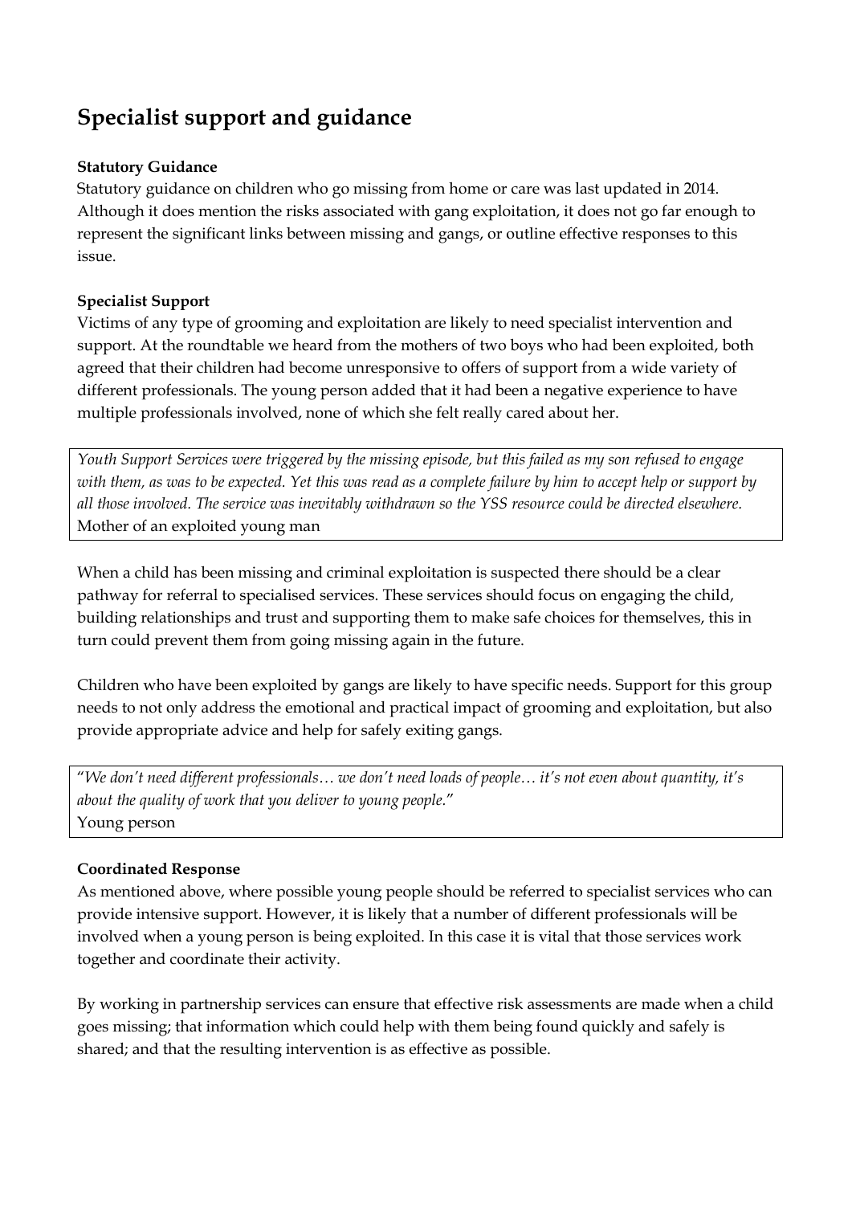## Specialist support and guidance

**Statutory Guidance**

Statutory guidance on children who go missing from home or care was last updated in 2014. Although it does mention the risks associated with gang exploitation, it does not go far enough to represent the significant links between missing and gangs, or outline effective responses to this issue.

**Specialist Support**

Victims of any type of grooming and exploitation are likely to need specialist intervention and support. At the roundtable we heard from the mothers of two boys who had been exploited, both agreed that their children had become unresponsive to offers of support from a wide variety of different professionals. The young person added that it had been a negative experience to have multiple professionals involved, none of which she felt really cared about her.

> *Youth Support Services were triggered by the missing episode, but this failed as my son refused to engage with them, as was to be expected. Yet this was read as a complete failure by him to accept help or support by all those involved. The service was inevitably withdrawn so the YSS resource could be directed elsewhere.*
> Mother of an exploited young man

When a child has been missing and criminal exploitation is suspected there should be a clear pathway for referral to specialised services. These services should focus on engaging the child, building relationships and trust and supporting them to make safe choices for themselves, this in turn could prevent them from going missing again in the future.

Children who have been exploited by gangs are likely to have specific needs. Support for this group needs to not only address the emotional and practical impact of grooming and exploitation, but also provide appropriate advice and help for safely exiting gangs.

> "*We don't need different professionals… we don't need loads of people… it's not even about quantity, it's about the quality of work that you deliver to young people.*"
> Young person

**Coordinated Response**

As mentioned above, where possible young people should be referred to specialist services who can provide intensive support. However, it is likely that a number of different professionals will be involved when a young person is being exploited. In this case it is vital that those services work together and coordinate their activity.

By working in partnership services can ensure that effective risk assessments are made when a child goes missing; that information which could help with them being found quickly and safely is shared; and that the resulting intervention is as effective as possible.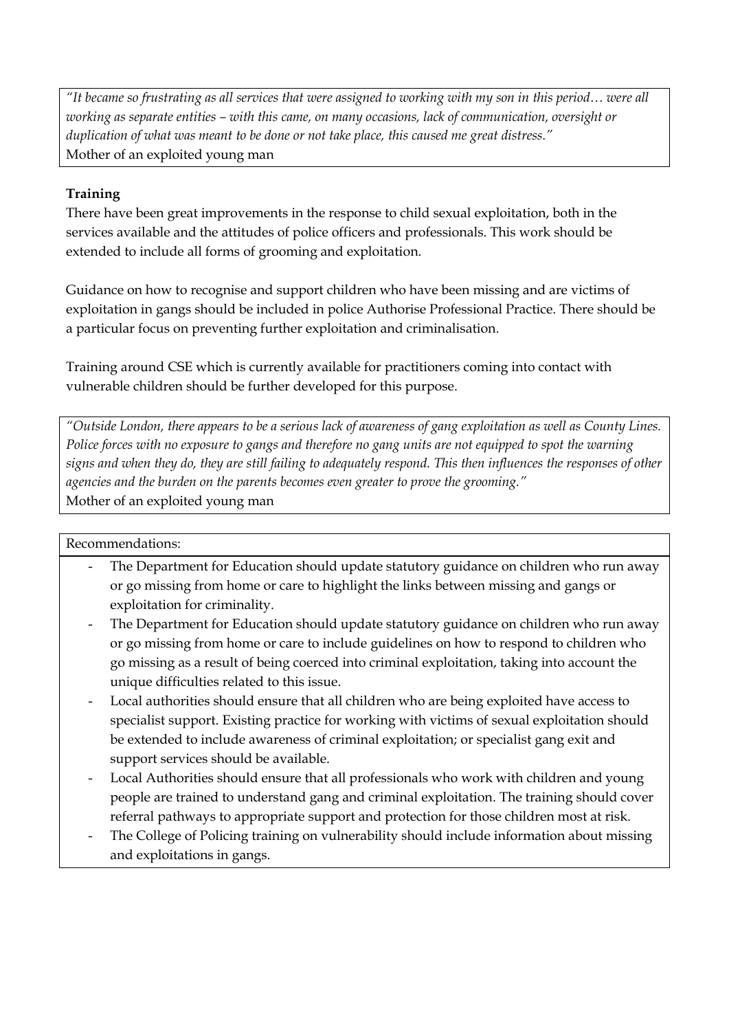*"It became so frustrating as all services that were assigned to working with my son in this period… were all working as separate entities – with this came, on many occasions, lack of communication, oversight or duplication of what was meant to be done or not take place, this caused me great distress."*
Mother of an exploited young man

**Training**

There have been great improvements in the response to child sexual exploitation, both in the services available and the attitudes of police officers and professionals. This work should be extended to include all forms of grooming and exploitation.

Guidance on how to recognise and support children who have been missing and are victims of exploitation in gangs should be included in police Authorise Professional Practice. There should be a particular focus on preventing further exploitation and criminalisation.

Training around CSE which is currently available for practitioners coming into contact with vulnerable children should be further developed for this purpose.

*"Outside London, there appears to be a serious lack of awareness of gang exploitation as well as County Lines. Police forces with no exposure to gangs and therefore no gang units are not equipped to spot the warning signs and when they do, they are still failing to adequately respond. This then influences the responses of other agencies and the burden on the parents becomes even greater to prove the grooming."*
Mother of an exploited young man

Recommendations:

- The Department for Education should update statutory guidance on children who run away or go missing from home or care to highlight the links between missing and gangs or exploitation for criminality.
- The Department for Education should update statutory guidance on children who run away or go missing from home or care to include guidelines on how to respond to children who go missing as a result of being coerced into criminal exploitation, taking into account the unique difficulties related to this issue.
- Local authorities should ensure that all children who are being exploited have access to specialist support. Existing practice for working with victims of sexual exploitation should be extended to include awareness of criminal exploitation; or specialist gang exit and support services should be available.
- Local Authorities should ensure that all professionals who work with children and young people are trained to understand gang and criminal exploitation. The training should cover referral pathways to appropriate support and protection for those children most at risk.
- The College of Policing training on vulnerability should include information about missing and exploitations in gangs.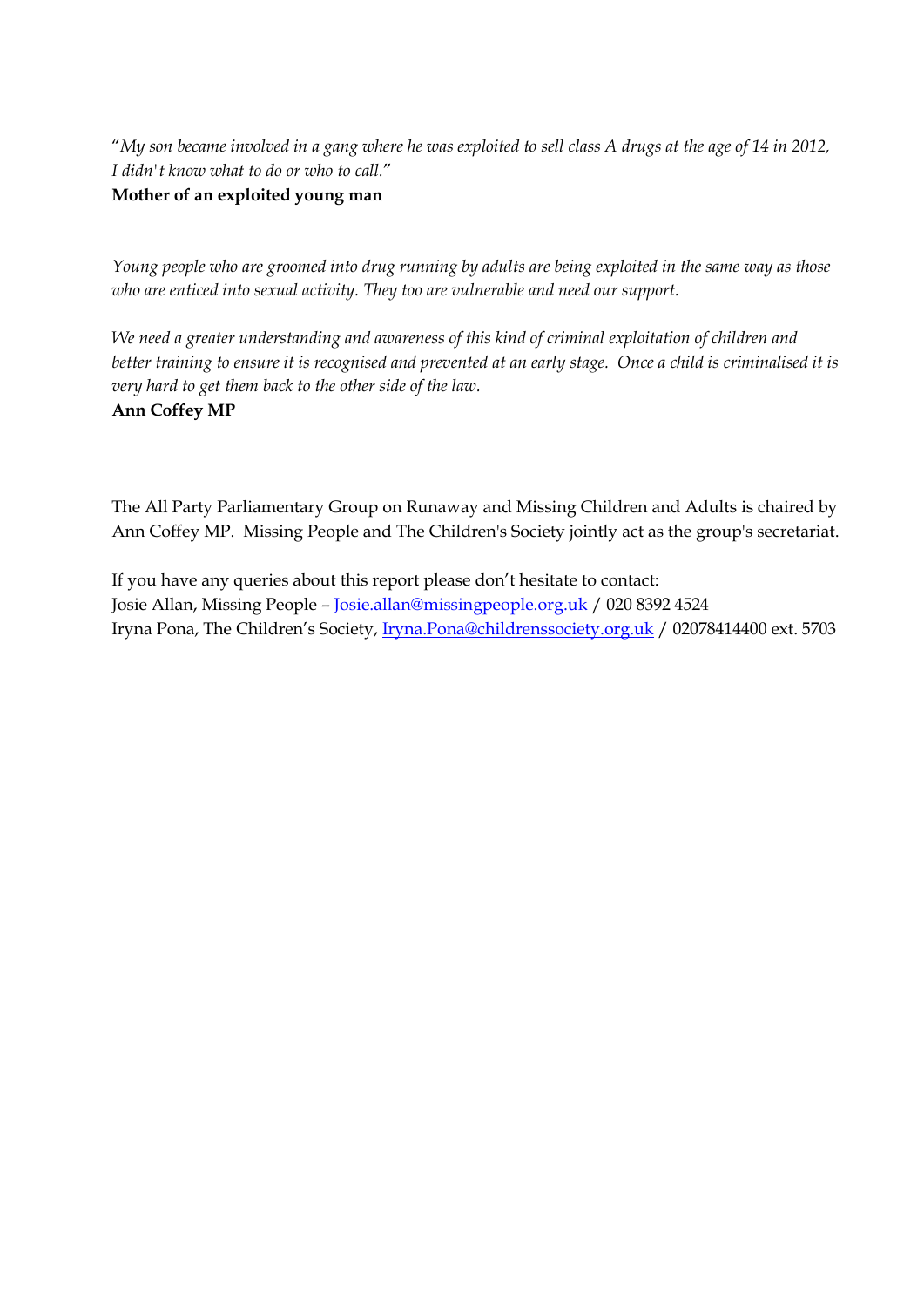"*My son became involved in a gang where he was exploited to sell class A drugs at the age of 14 in 2012, I didn't know what to do or who to call.*"
**Mother of an exploited young man**

*Young people who are groomed into drug running by adults are being exploited in the same way as those who are enticed into sexual activity. They too are vulnerable and need our support.*

*We need a greater understanding and awareness of this kind of criminal exploitation of children and better training to ensure it is recognised and prevented at an early stage. Once a child is criminalised it is very hard to get them back to the other side of the law.*
**Ann Coffey MP**

The All Party Parliamentary Group on Runaway and Missing Children and Adults is chaired by Ann Coffey MP. Missing People and The Children's Society jointly act as the group's secretariat.

If you have any queries about this report please don't hesitate to contact:
Josie Allan, Missing People – Josie.allan@missingpeople.org.uk / 020 8392 4524
Iryna Pona, The Children's Society, Iryna.Pona@childrenssociety.org.uk / 02078414400 ext. 5703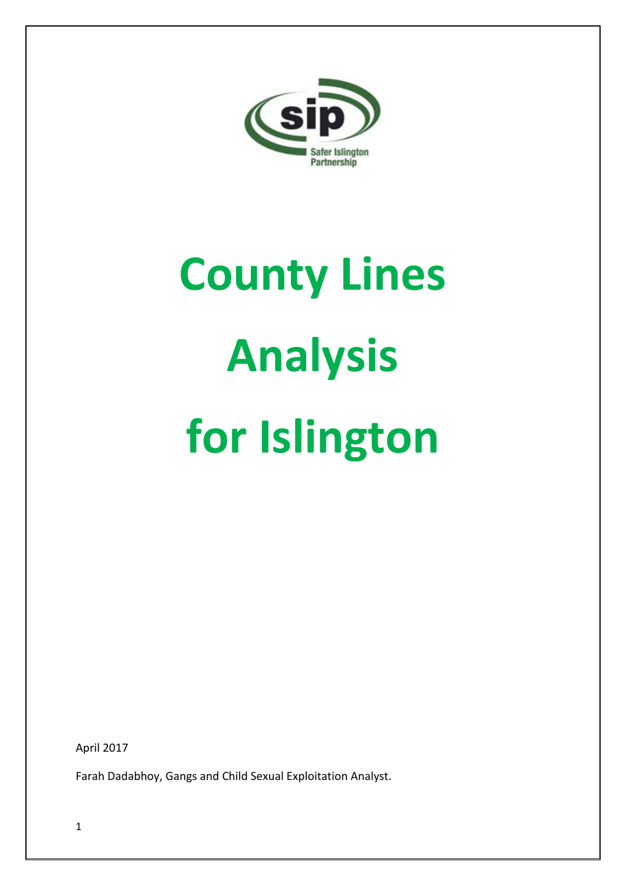# County Lines Analysis for Islington

April 2017

Farah Dadabhoy, Gangs and Child Sexual Exploitation Analyst.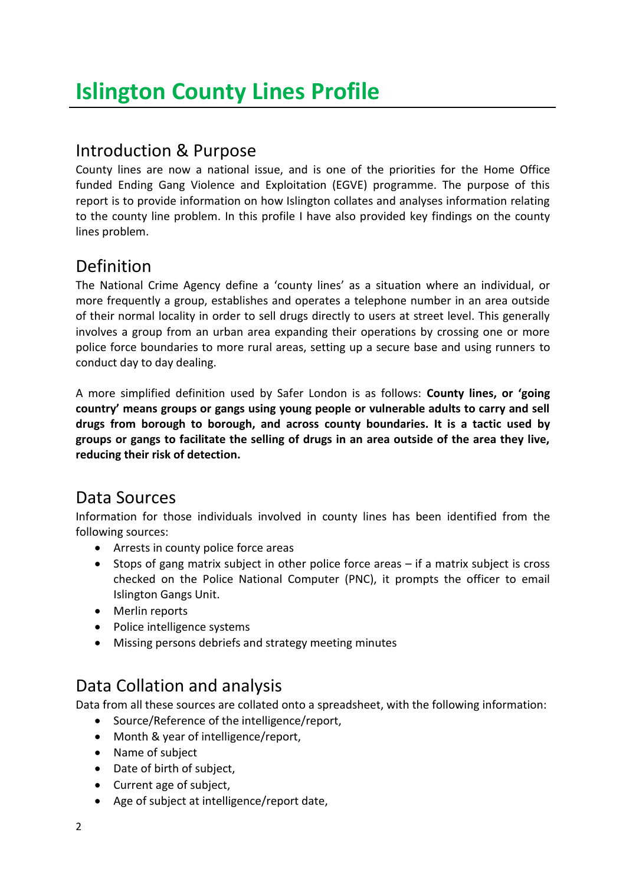# Islington County Lines Profile

## Introduction & Purpose

County lines are now a national issue, and is one of the priorities for the Home Office funded Ending Gang Violence and Exploitation (EGVE) programme. The purpose of this report is to provide information on how Islington collates and analyses information relating to the county line problem. In this profile I have also provided key findings on the county lines problem.

## Definition

The National Crime Agency define a 'county lines' as a situation where an individual, or more frequently a group, establishes and operates a telephone number in an area outside of their normal locality in order to sell drugs directly to users at street level. This generally involves a group from an urban area expanding their operations by crossing one or more police force boundaries to more rural areas, setting up a secure base and using runners to conduct day to day dealing.

A more simplified definition used by Safer London is as follows: **County lines, or 'going country' means groups or gangs using young people or vulnerable adults to carry and sell drugs from borough to borough, and across county boundaries. It is a tactic used by groups or gangs to facilitate the selling of drugs in an area outside of the area they live, reducing their risk of detection.**

## Data Sources

Information for those individuals involved in county lines has been identified from the following sources:

- Arrests in county police force areas
- Stops of gang matrix subject in other police force areas – if a matrix subject is cross checked on the Police National Computer (PNC), it prompts the officer to email Islington Gangs Unit.
- Merlin reports
- Police intelligence systems
- Missing persons debriefs and strategy meeting minutes

## Data Collation and analysis

Data from all these sources are collated onto a spreadsheet, with the following information:

- Source/Reference of the intelligence/report,
- Month & year of intelligence/report,
- Name of subject
- Date of birth of subject,
- Current age of subject,
- Age of subject at intelligence/report date,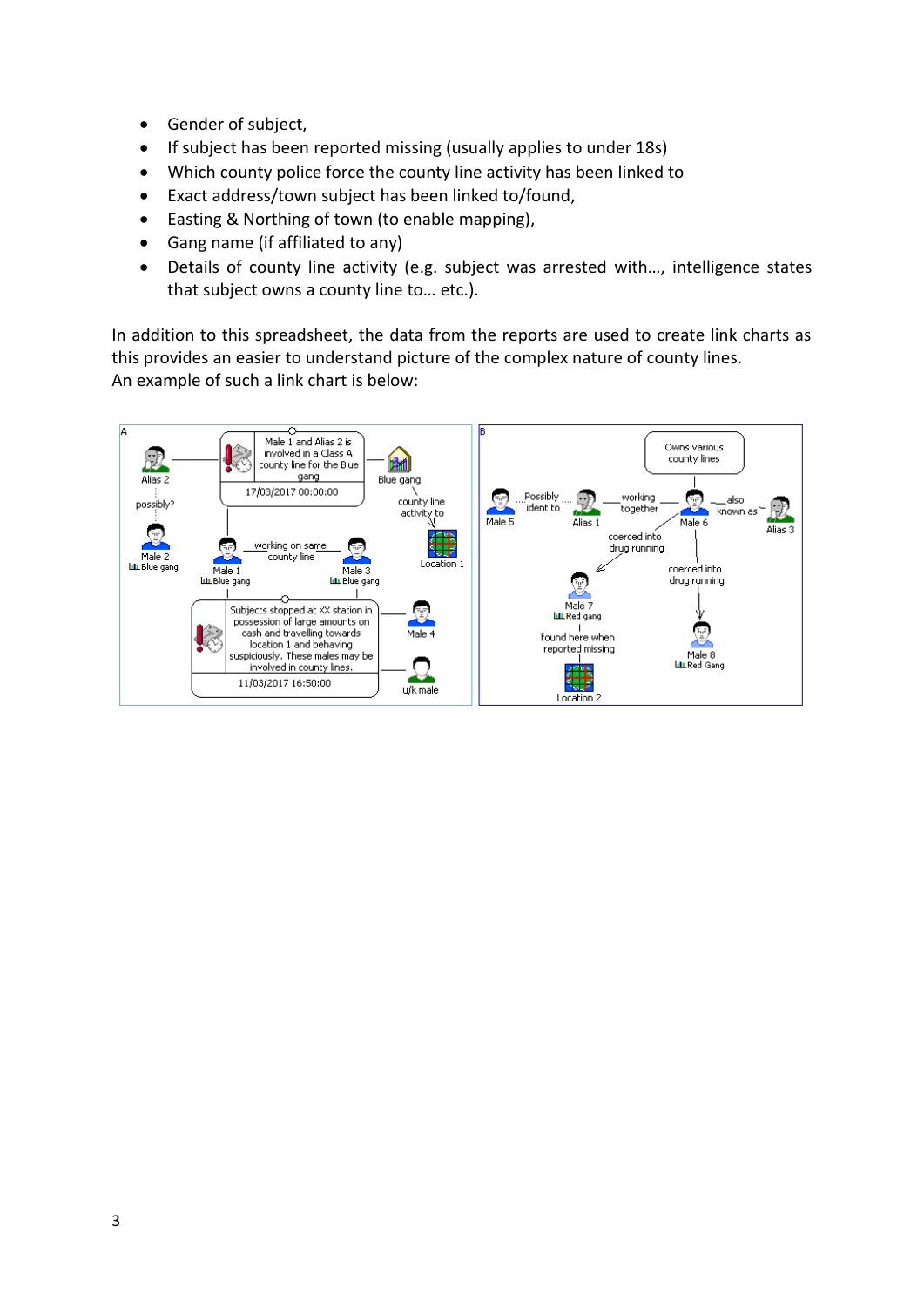- Gender of subject,
- If subject has been reported missing (usually applies to under 18s)
- Which county police force the county line activity has been linked to
- Exact address/town subject has been linked to/found,
- Easting & Northing of town (to enable mapping),
- Gang name (if affiliated to any)
- Details of county line activity (e.g. subject was arrested with…, intelligence states that subject owns a county line to… etc.).

In addition to this spreadsheet, the data from the reports are used to create link charts as this provides an easier to understand picture of the complex nature of county lines.
An example of such a link chart is below: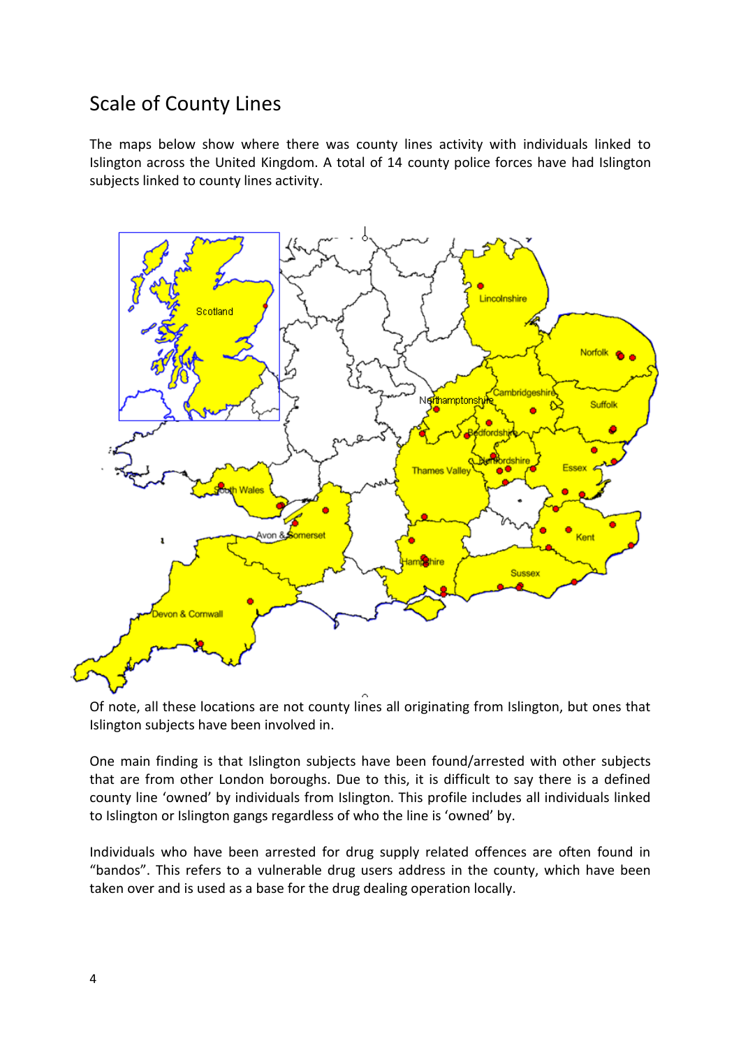## Scale of County Lines

The maps below show where there was county lines activity with individuals linked to Islington across the United Kingdom. A total of 14 county police forces have had Islington subjects linked to county lines activity.

Of note, all these locations are not county lines all originating from Islington, but ones that Islington subjects have been involved in.

One main finding is that Islington subjects have been found/arrested with other subjects that are from other London boroughs. Due to this, it is difficult to say there is a defined county line 'owned' by individuals from Islington. This profile includes all individuals linked to Islington or Islington gangs regardless of who the line is 'owned' by.

Individuals who have been arrested for drug supply related offences are often found in "bandos". This refers to a vulnerable drug users address in the county, which have been taken over and is used as a base for the drug dealing operation locally.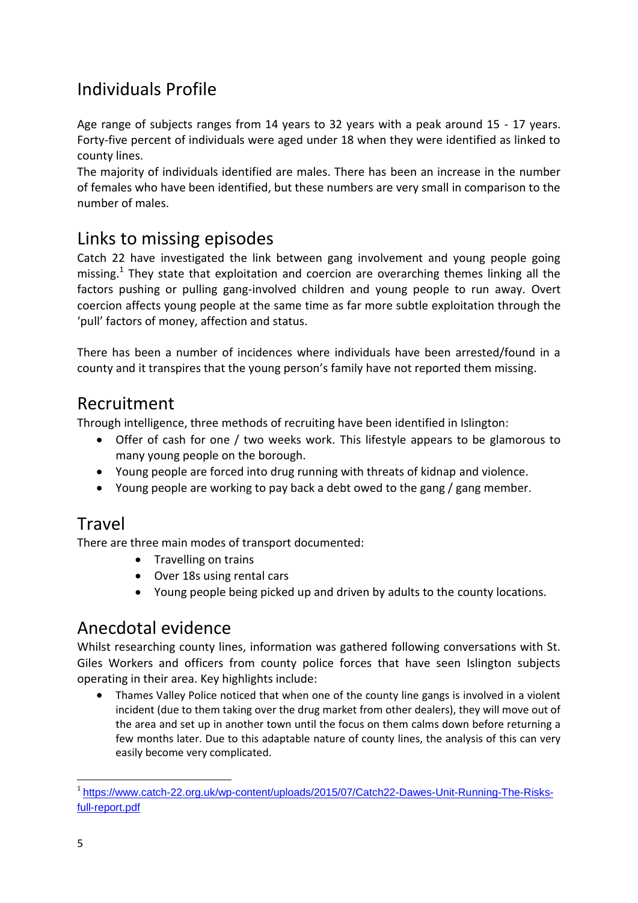## Individuals Profile

Age range of subjects ranges from 14 years to 32 years with a peak around 15 - 17 years. Forty-five percent of individuals were aged under 18 when they were identified as linked to county lines.
The majority of individuals identified are males. There has been an increase in the number of females who have been identified, but these numbers are very small in comparison to the number of males.

## Links to missing episodes

Catch 22 have investigated the link between gang involvement and young people going missing.[1] They state that exploitation and coercion are overarching themes linking all the factors pushing or pulling gang-involved children and young people to run away. Overt coercion affects young people at the same time as far more subtle exploitation through the 'pull' factors of money, affection and status.

There has been a number of incidences where individuals have been arrested/found in a county and it transpires that the young person's family have not reported them missing.

## Recruitment

Through intelligence, three methods of recruiting have been identified in Islington:

- Offer of cash for one / two weeks work. This lifestyle appears to be glamorous to many young people on the borough.
- Young people are forced into drug running with threats of kidnap and violence.
- Young people are working to pay back a debt owed to the gang / gang member.

## Travel

There are three main modes of transport documented:

- Travelling on trains
- Over 18s using rental cars
- Young people being picked up and driven by adults to the county locations.

## Anecdotal evidence

Whilst researching county lines, information was gathered following conversations with St. Giles Workers and officers from county police forces that have seen Islington subjects operating in their area. Key highlights include:

- Thames Valley Police noticed that when one of the county line gangs is involved in a violent incident (due to them taking over the drug market from other dealers), they will move out of the area and set up in another town until the focus on them calms down before returning a few months later. Due to this adaptable nature of county lines, the analysis of this can very easily become very complicated.

---

[1] https://www.catch-22.org.uk/wp-content/uploads/2015/07/Catch22-Dawes-Unit-Running-The-Risks-full-report.pdf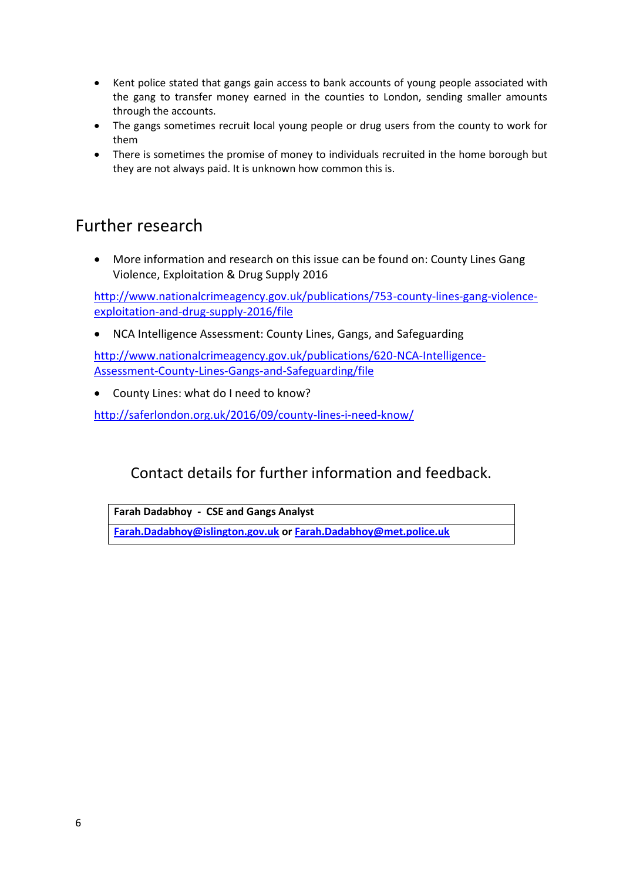- Kent police stated that gangs gain access to bank accounts of young people associated with the gang to transfer money earned in the counties to London, sending smaller amounts through the accounts.
- The gangs sometimes recruit local young people or drug users from the county to work for them
- There is sometimes the promise of money to individuals recruited in the home borough but they are not always paid. It is unknown how common this is.

## Further research

- More information and research on this issue can be found on: County Lines Gang Violence, Exploitation & Drug Supply 2016

http://www.nationalcrimeagency.gov.uk/publications/753-county-lines-gang-violence-exploitation-and-drug-supply-2016/file

- NCA Intelligence Assessment: County Lines, Gangs, and Safeguarding

http://www.nationalcrimeagency.gov.uk/publications/620-NCA-Intelligence-Assessment-County-Lines-Gangs-and-Safeguarding/file

- County Lines: what do I need to know?

http://saferlondon.org.uk/2016/09/county-lines-i-need-know/

## Contact details for further information and feedback.

| **Farah Dadabhoy - CSE and Gangs Analyst** |
| --- |
| **Farah.Dadabhoy@islington.gov.uk or Farah.Dadabhoy@met.police.uk** |